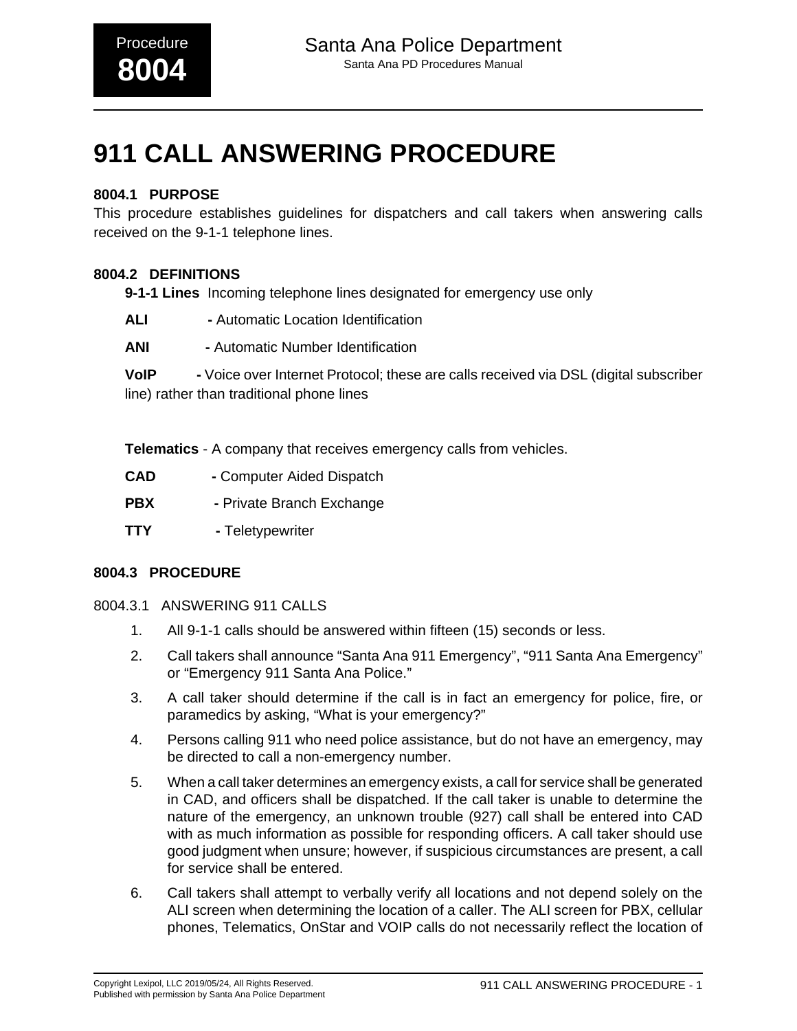# 911 CALL ANSWERING PROCEDURE

### 8004.1 PURPOSE

This procedure establishes guidelines for dispatchers and call takers when answering calls received on the 9-1-1 telephone lines.

### 8004.2 DEFINITIONS

**9-1-1 Lines** Incoming telephone lines designated for emergency use only

**ALI** - Automatic Location Identification

**ANI** - Automatic Number Identification

**VoIP** - Voice over Internet Protocol; these are calls received via DSL (digital subscriber line) rather than traditional phone lines

**Telematics** - A company that receives emergency calls from vehicles.

**CAD** - Computer Aided Dispatch

**PBX** - Private Branch Exchange

**TTY** - Teletypewriter

### 8004.3 PROCEDURE

#### 8004.3.1 ANSWERING 911 CALLS

1. All 9-1-1 calls should be answered within fifteen (15) seconds or less.
2. Call takers shall announce "Santa Ana 911 Emergency", "911 Santa Ana Emergency" or "Emergency 911 Santa Ana Police."
3. A call taker should determine if the call is in fact an emergency for police, fire, or paramedics by asking, "What is your emergency?"
4. Persons calling 911 who need police assistance, but do not have an emergency, may be directed to call a non-emergency number.
5. When a call taker determines an emergency exists, a call for service shall be generated in CAD, and officers shall be dispatched. If the call taker is unable to determine the nature of the emergency, an unknown trouble (927) call shall be entered into CAD with as much information as possible for responding officers. A call taker should use good judgment when unsure; however, if suspicious circumstances are present, a call for service shall be entered.
6. Call takers shall attempt to verbally verify all locations and not depend solely on the ALI screen when determining the location of a caller. The ALI screen for PBX, cellular phones, Telematics, OnStar and VOIP calls do not necessarily reflect the location of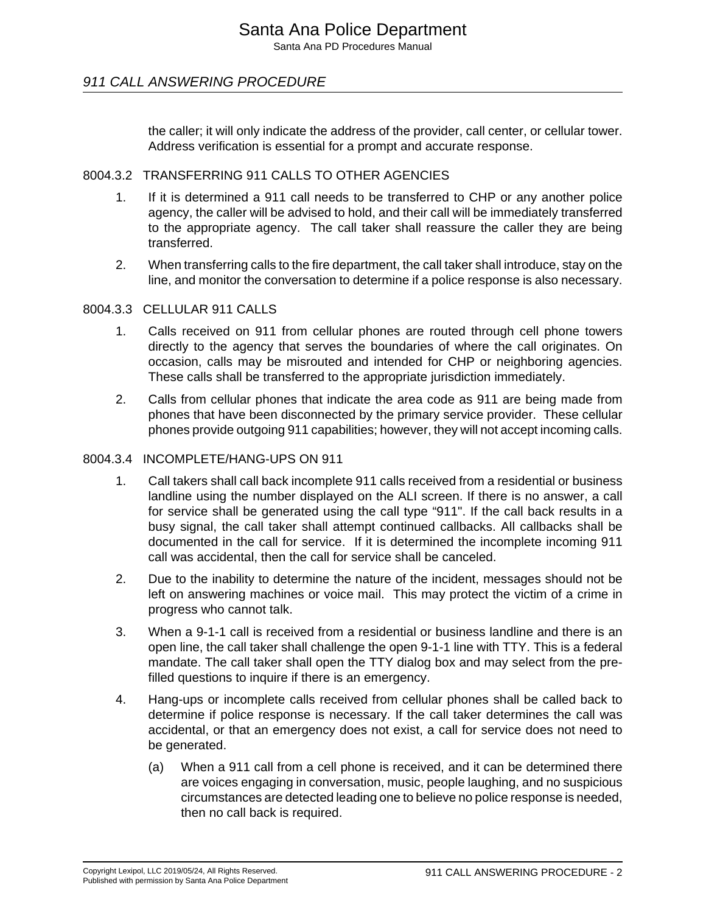the caller; it will only indicate the address of the provider, call center, or cellular tower. Address verification is essential for a prompt and accurate response.

### 8004.3.2 TRANSFERRING 911 CALLS TO OTHER AGENCIES

1. If it is determined a 911 call needs to be transferred to CHP or any another police agency, the caller will be advised to hold, and their call will be immediately transferred to the appropriate agency. The call taker shall reassure the caller they are being transferred.
2. When transferring calls to the fire department, the call taker shall introduce, stay on the line, and monitor the conversation to determine if a police response is also necessary.

### 8004.3.3 CELLULAR 911 CALLS

1. Calls received on 911 from cellular phones are routed through cell phone towers directly to the agency that serves the boundaries of where the call originates. On occasion, calls may be misrouted and intended for CHP or neighboring agencies. These calls shall be transferred to the appropriate jurisdiction immediately.
2. Calls from cellular phones that indicate the area code as 911 are being made from phones that have been disconnected by the primary service provider. These cellular phones provide outgoing 911 capabilities; however, they will not accept incoming calls.

### 8004.3.4 INCOMPLETE/HANG-UPS ON 911

1. Call takers shall call back incomplete 911 calls received from a residential or business landline using the number displayed on the ALI screen. If there is no answer, a call for service shall be generated using the call type “911". If the call back results in a busy signal, the call taker shall attempt continued callbacks. All callbacks shall be documented in the call for service. If it is determined the incomplete incoming 911 call was accidental, then the call for service shall be canceled.
2. Due to the inability to determine the nature of the incident, messages should not be left on answering machines or voice mail. This may protect the victim of a crime in progress who cannot talk.
3. When a 9-1-1 call is received from a residential or business landline and there is an open line, the call taker shall challenge the open 9-1-1 line with TTY. This is a federal mandate. The call taker shall open the TTY dialog box and may select from the pre-filled questions to inquire if there is an emergency.
4. Hang-ups or incomplete calls received from cellular phones shall be called back to determine if police response is necessary. If the call taker determines the call was accidental, or that an emergency does not exist, a call for service does not need to be generated.
    (a) When a 911 call from a cell phone is received, and it can be determined there are voices engaging in conversation, music, people laughing, and no suspicious circumstances are detected leading one to believe no police response is needed, then no call back is required.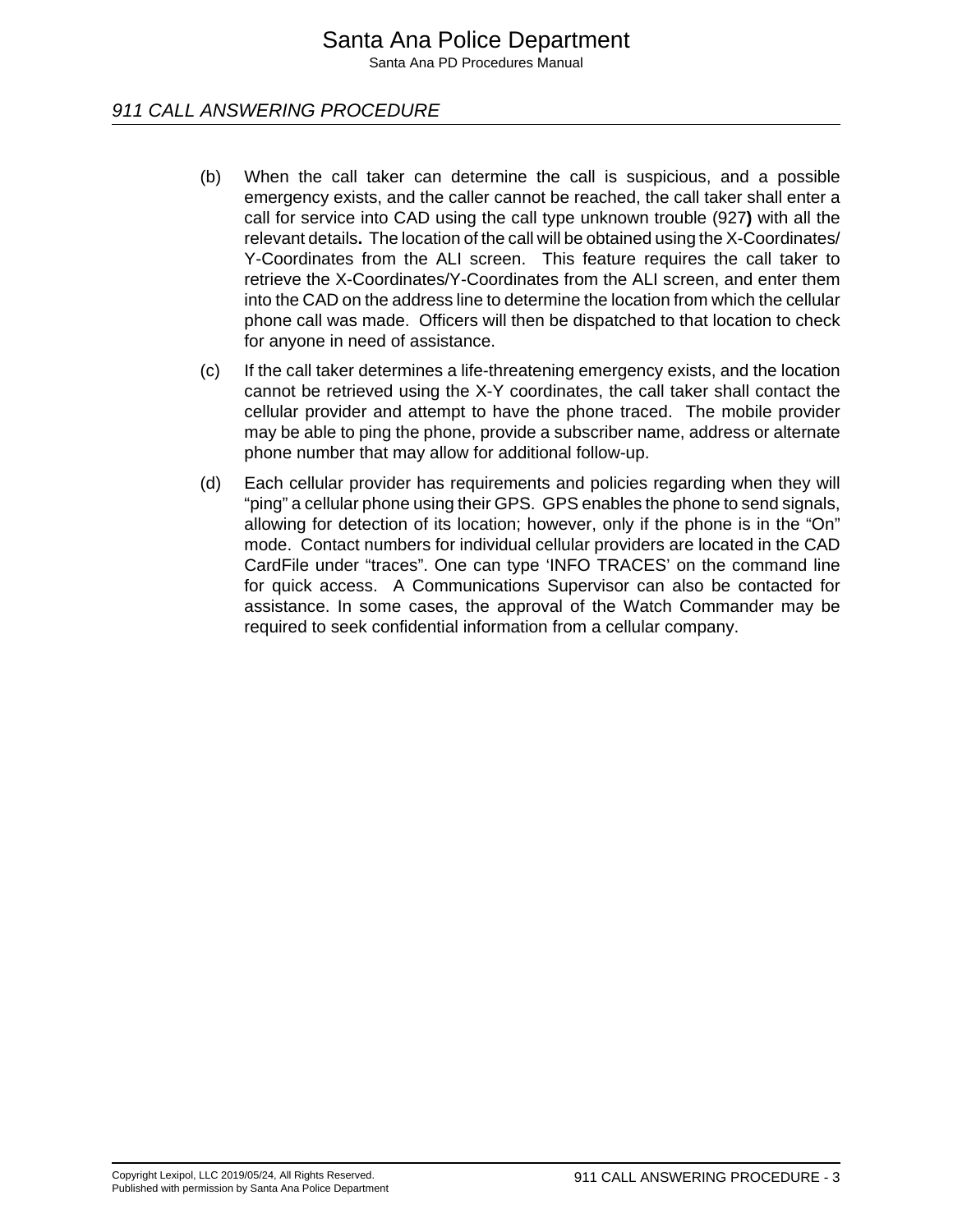(b) When the call taker can determine the call is suspicious, and a possible emergency exists, and the caller cannot be reached, the call taker shall enter a call for service into CAD using the call type unknown trouble (927**)** with all the relevant details**.** The location of the call will be obtained using the X-Coordinates/ Y-Coordinates from the ALI screen. This feature requires the call taker to retrieve the X-Coordinates/Y-Coordinates from the ALI screen, and enter them into the CAD on the address line to determine the location from which the cellular phone call was made. Officers will then be dispatched to that location to check for anyone in need of assistance.

(c) If the call taker determines a life-threatening emergency exists, and the location cannot be retrieved using the X-Y coordinates, the call taker shall contact the cellular provider and attempt to have the phone traced. The mobile provider may be able to ping the phone, provide a subscriber name, address or alternate phone number that may allow for additional follow-up.

(d) Each cellular provider has requirements and policies regarding when they will "ping" a cellular phone using their GPS. GPS enables the phone to send signals, allowing for detection of its location; however, only if the phone is in the "On" mode. Contact numbers for individual cellular providers are located in the CAD CardFile under "traces". One can type 'INFO TRACES' on the command line for quick access. A Communications Supervisor can also be contacted for assistance. In some cases, the approval of the Watch Commander may be required to seek confidential information from a cellular company.